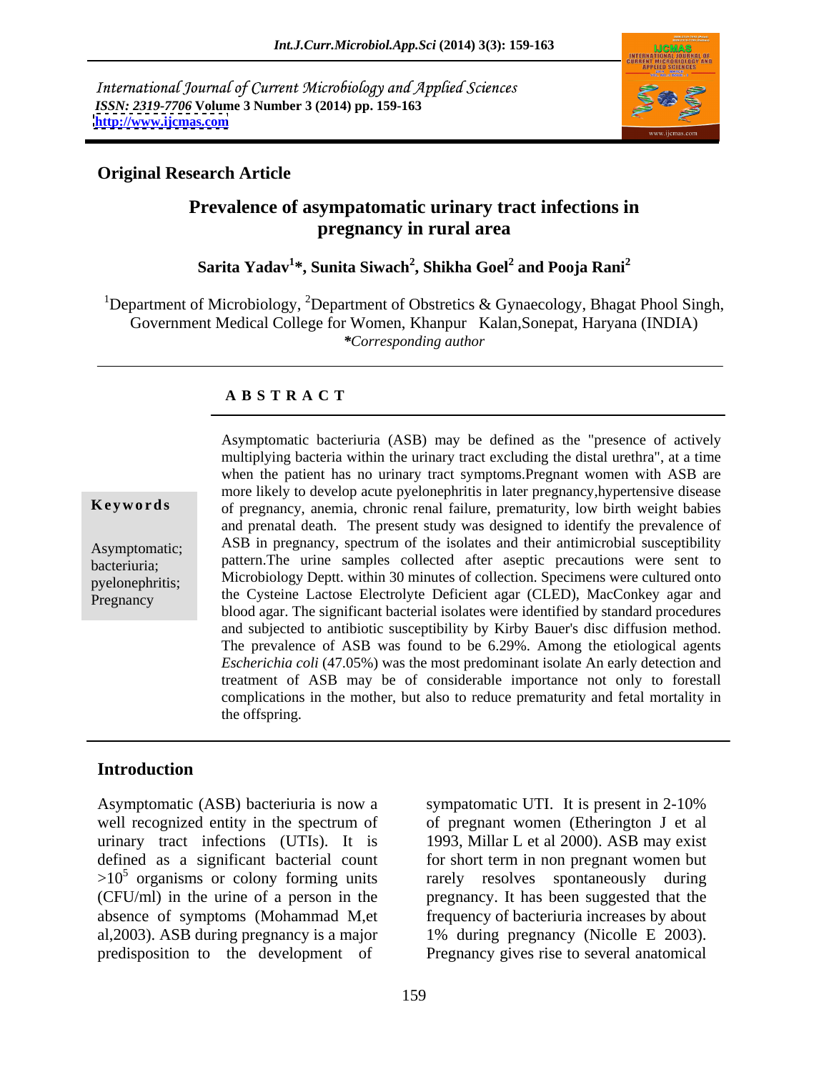International Journal of Current Microbiology and Applied Sciences
*ISSN: 2319-7706* **Volume 3 Number 3 (2014) pp. 159-163**
**http://www.ijcmas.com**

**Original Research Article**

# Prevalence of asympatomatic urinary tract infections in pregnancy in rural area

**Sarita Yadav[1]\*, Sunita Siwach[2], Shikha Goel[2] and Pooja Rani[2]**

[1]Department of Microbiology, [2]Department of Obstretics & Gynaecology, Bhagat Phool Singh, Government Medical College for Women, Khanpur Kalan,Sonepat, Haryana (INDIA)
*\*Corresponding author*

## A B S T R A C T

**Keywords**

Asymptomatic; bacteriuria; pyelonephritis; Pregnancy

Asymptomatic bacteriuria (ASB) may be defined as the "presence of actively multiplying bacteria within the urinary tract excluding the distal urethra", at a time when the patient has no urinary tract symptoms.Pregnant women with ASB are more likely to develop acute pyelonephritis in later pregnancy,hypertensive disease of pregnancy, anemia, chronic renal failure, prematurity, low birth weight babies and prenatal death. The present study was designed to identify the prevalence of ASB in pregnancy, spectrum of the isolates and their antimicrobial susceptibility pattern.The urine samples collected after aseptic precautions were sent to Microbiology Deptt. within 30 minutes of collection. Specimens were cultured onto the Cysteine Lactose Electrolyte Deficient agar (CLED), MacConkey agar and blood agar. The significant bacterial isolates were identified by standard procedures and subjected to antibiotic susceptibility by Kirby Bauer's disc diffusion method. The prevalence of ASB was found to be 6.29%. Among the etiological agents *Escherichia coli* (47.05%) was the most predominant isolate An early detection and treatment of ASB may be of considerable importance not only to forestall complications in the mother, but also to reduce prematurity and fetal mortality in the offspring.

## Introduction

Asymptomatic (ASB) bacteriuria is now a well recognized entity in the spectrum of urinary tract infections (UTIs). It is defined as a significant bacterial count $>10^5$ organisms or colony forming units (CFU/ml) in the urine of a person in the absence of symptoms (Mohammad M,et al,2003). ASB during pregnancy is a major predisposition to the development of sympatomatic UTI. It is present in 2-10% of pregnant women (Etherington J et al 1993, Millar L et al 2000). ASB may exist for short term in non pregnant women but rarely resolves spontaneously during pregnancy. It has been suggested that the frequency of bacteriuria increases by about 1% during pregnancy (Nicolle E 2003). Pregnancy gives rise to several anatomical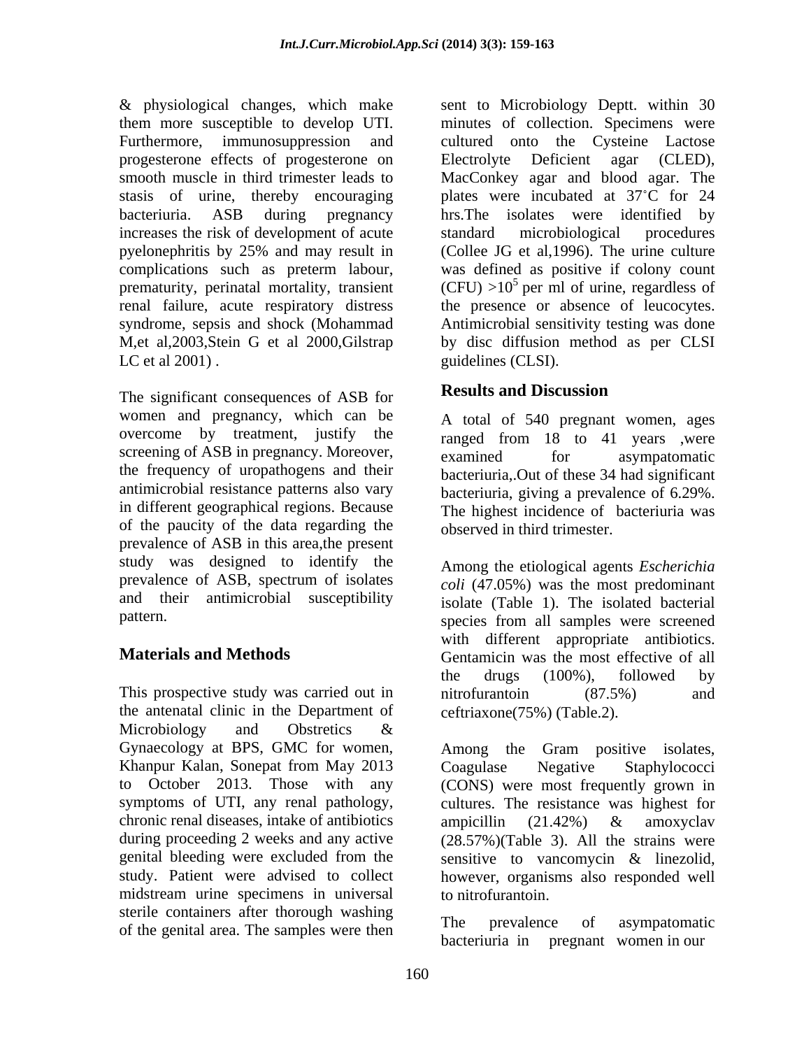& physiological changes, which make them more susceptible to develop UTI. Furthermore, immunosuppression and progesterone effects of progesterone on smooth muscle in third trimester leads to stasis of urine, thereby encouraging bacteriuria. ASB during pregnancy increases the risk of development of acute pyelonephritis by 25% and may result in complications such as preterm labour, prematurity, perinatal mortality, transient renal failure, acute respiratory distress syndrome, sepsis and shock (Mohammad M,et al,2003,Stein G et al 2000,Gilstrap LC et al 2001) .

The significant consequences of ASB for women and pregnancy, which can be overcome by treatment, justify the screening of ASB in pregnancy. Moreover, the frequency of uropathogens and their antimicrobial resistance patterns also vary in different geographical regions. Because of the paucity of the data regarding the prevalence of ASB in this area,the present study was designed to identify the prevalence of ASB, spectrum of isolates and their antimicrobial susceptibility pattern.

## Materials and Methods

This prospective study was carried out in the antenatal clinic in the Department of Microbiology and Obstretics & Gynaecology at BPS, GMC for women, Khanpur Kalan, Sonepat from May 2013 to October 2013. Those with any symptoms of UTI, any renal pathology, chronic renal diseases, intake of antibiotics during proceeding 2 weeks and any active genital bleeding were excluded from the study. Patient were advised to collect midstream urine specimens in universal sterile containers after thorough washing of the genital area. The samples were then sent to Microbiology Deptt. within 30 minutes of collection. Specimens were cultured onto the Cysteine Lactose Electrolyte Deficient agar (CLED), MacConkey agar and blood agar. The plates were incubated at 37˚C for 24 hrs.The isolates were identified by standard microbiological procedures (Collee JG et al,1996). The urine culture was defined as positive if colony count (CFU) $>10^5$ per ml of urine, regardless of the presence or absence of leucocytes. Antimicrobial sensitivity testing was done by disc diffusion method as per CLSI guidelines (CLSI).

## Results and Discussion

A total of 540 pregnant women, ages ranged from 18 to 41 years ,were examined for asympatomatic bacteriuria,.Out of these 34 had significant bacteriuria, giving a prevalence of 6.29%. The highest incidence of bacteriuria was observed in third trimester.

Among the etiological agents *Escherichia coli* (47.05%) was the most predominant isolate (Table 1). The isolated bacterial species from all samples were screened with different appropriate antibiotics. Gentamicin was the most effective of all the drugs (100%), followed by nitrofurantoin (87.5%) and ceftriaxone(75%) (Table.2).

Among the Gram positive isolates, Coagulase Negative Staphylococci (CONS) were most frequently grown in cultures. The resistance was highest for ampicillin (21.42%) & amoxyclav (28.57%)(Table 3). All the strains were sensitive to vancomycin & linezolid, however, organisms also responded well to nitrofurantoin.

The prevalence of asympatomatic bacteriuria in pregnant women in our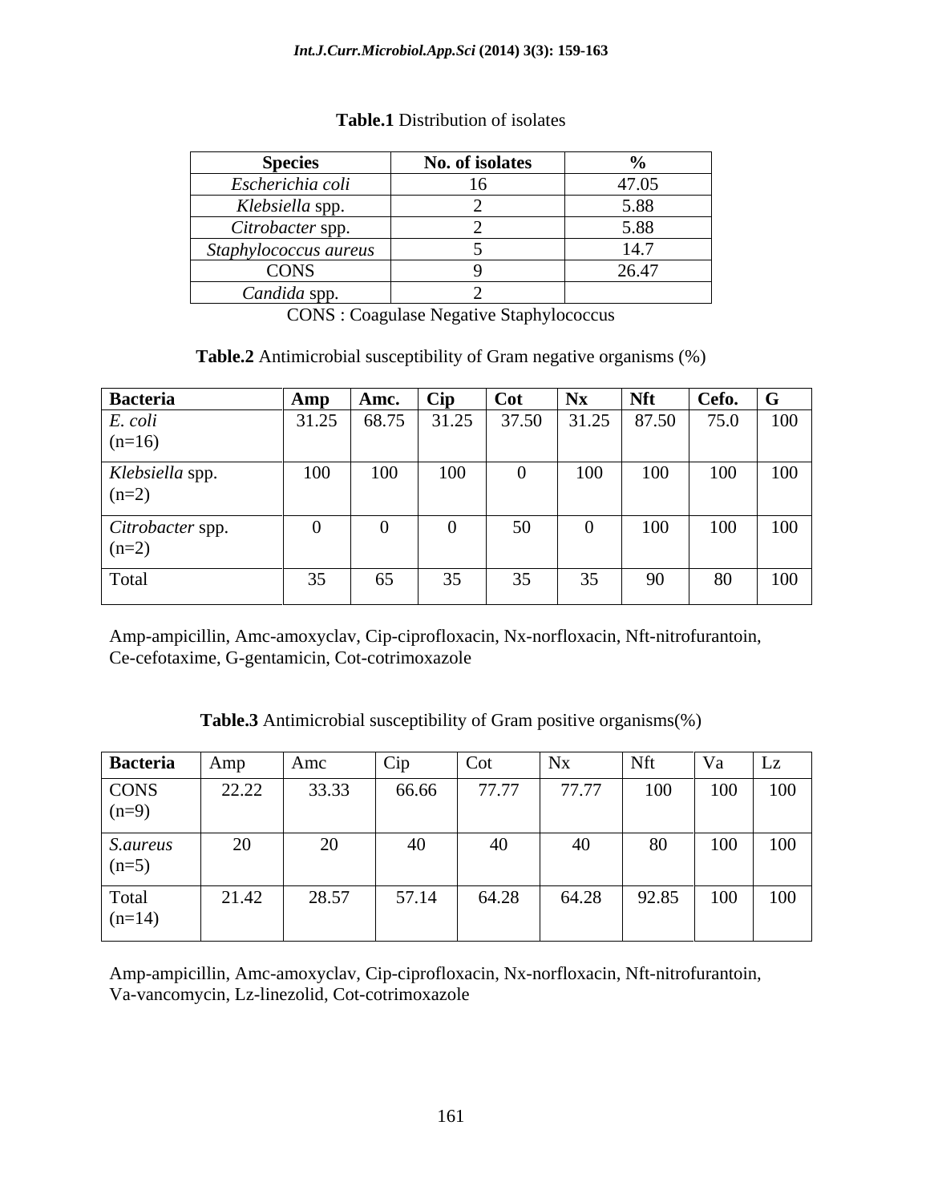**Table.1** Distribution of isolates

| Species | No. of isolates | % |
|---|---|---|
| *Escherichia coli* | 16 | 47.05 |
| *Klebsiella* spp. | 2 | 5.88 |
| *Citrobacter* spp. | 2 | 5.88 |
| *Staphylococcus aureus* | 5 | 14.7 |
| CONS | 9 | 26.47 |
| *Candida* spp. | 2 | |

CONS : Coagulase Negative Staphylococcus

**Table.2** Antimicrobial susceptibility of Gram negative organisms (%)

| Bacteria | Amp | Amc. | Cip | Cot | Nx | Nft | Cefo. | G |
|---|---|---|---|---|---|---|---|---|
| *E. coli* (n=16) | 31.25 | 68.75 | 31.25 | 37.50 | 31.25 | 87.50 | 75.0 | 100 |
| *Klebsiella* spp. (n=2) | 100 | 100 | 100 | 0 | 100 | 100 | 100 | 100 |
| *Citrobacter* spp. (n=2) | 0 | 0 | 0 | 50 | 0 | 100 | 100 | 100 |
| Total | 35 | 65 | 35 | 35 | 35 | 90 | 80 | 100 |

Amp-ampicillin, Amc-amoxyclav, Cip-ciprofloxacin, Nx-norfloxacin, Nft-nitrofurantoin, Ce-cefotaxime, G-gentamicin, Cot-cotrimoxazole

**Table.3** Antimicrobial susceptibility of Gram positive organisms(%)

| Bacteria | Amp | Amc | Cip | Cot | Nx | Nft | Va | Lz |
|---|---|---|---|---|---|---|---|---|
| CONS (n=9) | 22.22 | 33.33 | 66.66 | 77.77 | 77.77 | 100 | 100 | 100 |
| *S.aureus* (n=5) | 20 | 20 | 40 | 40 | 40 | 80 | 100 | 100 |
| Total (n=14) | 21.42 | 28.57 | 57.14 | 64.28 | 64.28 | 92.85 | 100 | 100 |

Amp-ampicillin, Amc-amoxyclav, Cip-ciprofloxacin, Nx-norfloxacin, Nft-nitrofurantoin, Va-vancomycin, Lz-linezolid, Cot-cotrimoxazole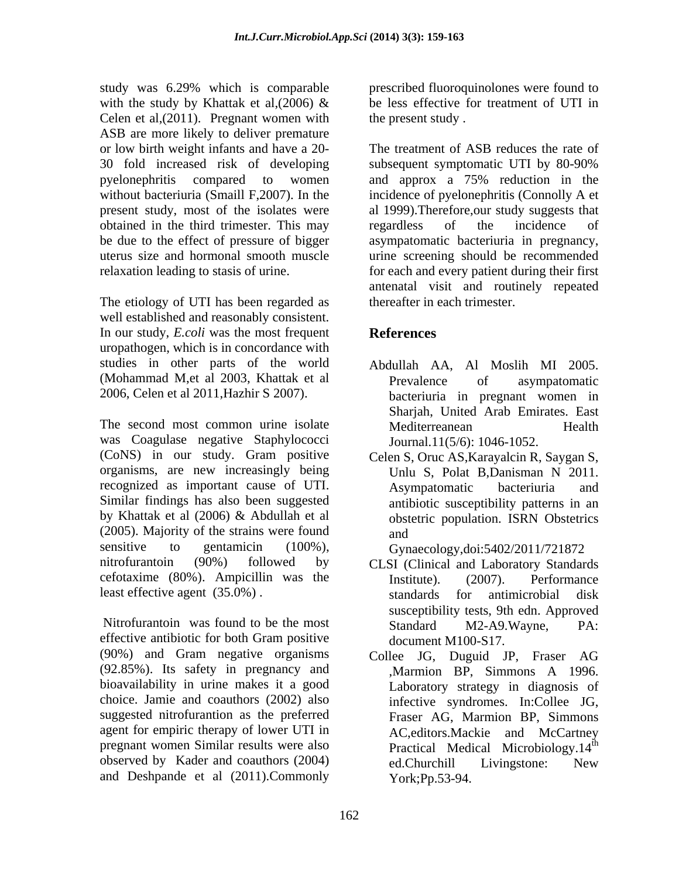study was 6.29% which is comparable with the study by Khattak et al,(2006) & Celen et al,(2011). Pregnant women with ASB are more likely to deliver premature or low birth weight infants and have a 20-30 fold increased risk of developing pyelonephritis compared to women without bacteriuria (Smaill F,2007). In the present study, most of the isolates were obtained in the third trimester. This may be due to the effect of pressure of bigger uterus size and hormonal smooth muscle relaxation leading to stasis of urine.

The etiology of UTI has been regarded as well established and reasonably consistent. In our study, *E.coli* was the most frequent uropathogen, which is in concordance with studies in other parts of the world (Mohammad M,et al 2003, Khattak et al 2006, Celen et al 2011,Hazhir S 2007).

The second most common urine isolate was Coagulase negative Staphylococci (CoNS) in our study. Gram positive organisms, are new increasingly being recognized as important cause of UTI. Similar findings has also been suggested by Khattak et al (2006) & Abdullah et al (2005). Majority of the strains were found sensitive to gentamicin (100%), nitrofurantoin (90%) followed by cefotaxime (80%). Ampicillin was the least effective agent (35.0%) .

Nitrofurantoin was found to be the most effective antibiotic for both Gram positive (90%) and Gram negative organisms (92.85%). Its safety in pregnancy and bioavailability in urine makes it a good choice. Jamie and coauthors (2002) also suggested nitrofurantion as the preferred agent for empiric therapy of lower UTI in pregnant women Similar results were also observed by Kader and coauthors (2004) and Deshpande et al (2011).Commonly prescribed fluoroquinolones were found to be less effective for treatment of UTI in the present study .

The treatment of ASB reduces the rate of subsequent symptomatic UTI by 80-90% and approx a 75% reduction in the incidence of pyelonephritis (Connolly A et al 1999).Therefore,our study suggests that regardless of the incidence of asympatomatic bacteriuria in pregnancy, urine screening should be recommended for each and every patient during their first antenatal visit and routinely repeated thereafter in each trimester.

## References

Abdullah AA, Al Moslih MI 2005. Prevalence of asympatomatic bacteriuria in pregnant women in Sharjah, United Arab Emirates. East Mediterreanean Health Journal.11(5/6): 1046-1052.

Celen S, Oruc AS,Karayalcin R, Saygan S, Unlu S, Polat B,Danisman N 2011. Asympatomatic bacteriuria and antibiotic susceptibility patterns in an obstetric population. ISRN Obstetrics and Gynaecology,doi:5402/2011/721872

CLSI (Clinical and Laboratory Standards Institute). (2007). Performance standards for antimicrobial disk susceptibility tests, 9th edn. Approved Standard M2-A9.Wayne, PA: document M100-S17.

Collee JG, Duguid JP, Fraser AG ,Marmion BP, Simmons A 1996. Laboratory strategy in diagnosis of infective syndromes. In:Collee JG, Fraser AG, Marmion BP, Simmons AC,editors.Mackie and McCartney Practical Medical Microbiology.14th ed.Churchill Livingstone: New York;Pp.53-94.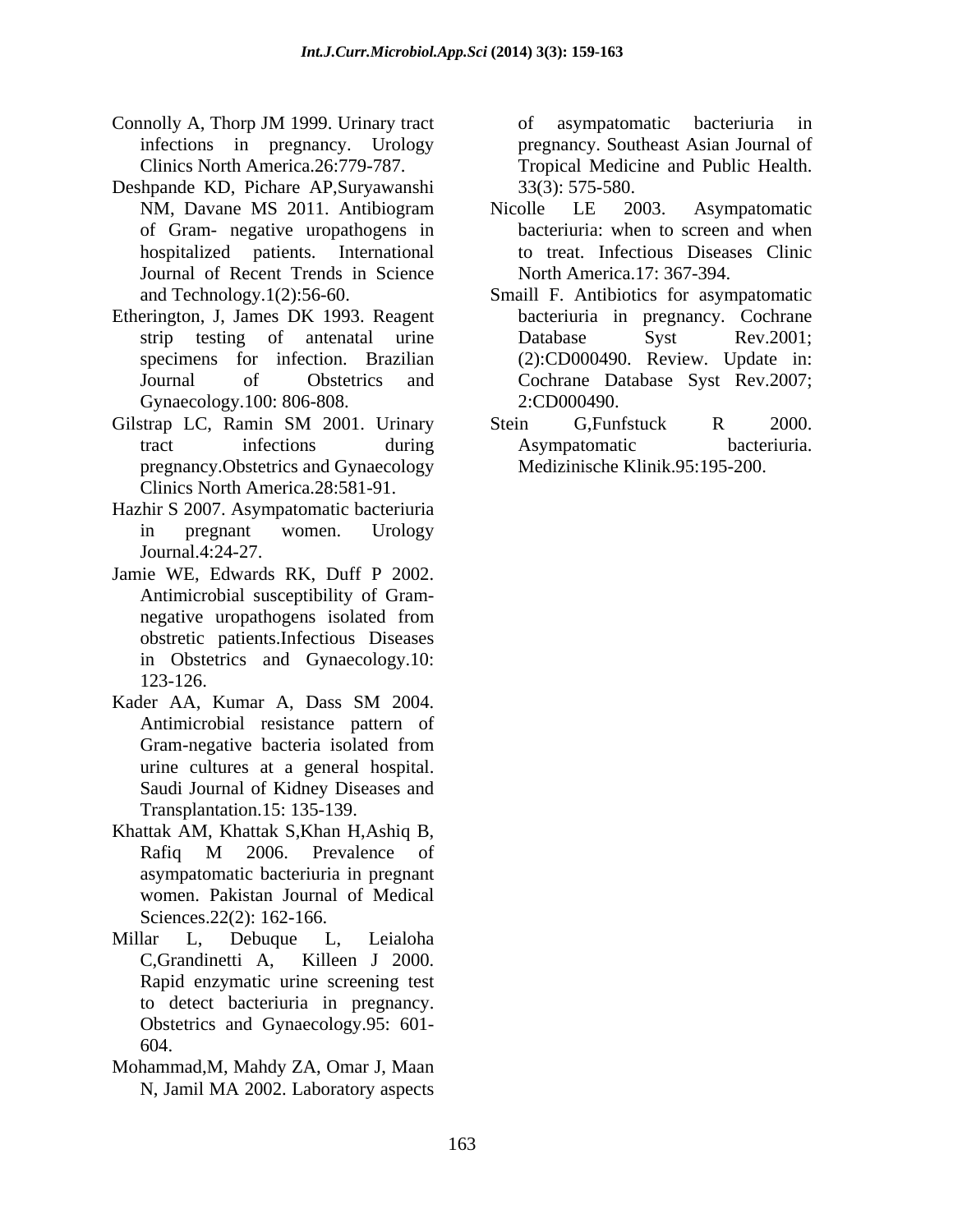Connolly A, Thorp JM 1999. Urinary tract infections in pregnancy. Urology Clinics North America.26:779-787.

Deshpande KD, Pichare AP,Suryawanshi NM, Davane MS 2011. Antibiogram of Gram- negative uropathogens in hospitalized patients. International Journal of Recent Trends in Science and Technology.1(2):56-60.

Etherington, J, James DK 1993. Reagent strip testing of antenatal urine specimens for infection. Brazilian Journal of Obstetrics and Gynaecology.100: 806-808.

Gilstrap LC, Ramin SM 2001. Urinary tract infections during pregnancy.Obstetrics and Gynaecology Clinics North America.28:581-91.

Hazhir S 2007. Asympatomatic bacteriuria in pregnant women. Urology Journal.4:24-27.

Jamie WE, Edwards RK, Duff P 2002. Antimicrobial susceptibility of Gram-negative uropathogens isolated from obstretic patients.Infectious Diseases in Obstetrics and Gynaecology.10: 123-126.

Kader AA, Kumar A, Dass SM 2004. Antimicrobial resistance pattern of Gram-negative bacteria isolated from urine cultures at a general hospital. Saudi Journal of Kidney Diseases and Transplantation.15: 135-139.

Khattak AM, Khattak S,Khan H,Ashiq B, Rafiq M 2006. Prevalence of asympatomatic bacteriuria in pregnant women. Pakistan Journal of Medical Sciences.22(2): 162-166.

Millar L, Debuque L, Leialoha C,Grandinetti A, Killeen J 2000. Rapid enzymatic urine screening test to detect bacteriuria in pregnancy. Obstetrics and Gynaecology.95: 601-604.

Mohammad,M, Mahdy ZA, Omar J, Maan N, Jamil MA 2002. Laboratory aspects of asympatomatic bacteriuria in pregnancy. Southeast Asian Journal of Tropical Medicine and Public Health. 33(3): 575-580.

Nicolle LE 2003. Asympatomatic bacteriuria: when to screen and when to treat. Infectious Diseases Clinic North America.17: 367-394.

Smaill F. Antibiotics for asympatomatic bacteriuria in pregnancy. Cochrane Database Syst Rev.2001; (2):CD000490. Review. Update in: Cochrane Database Syst Rev.2007; 2:CD000490.

Stein G,Funfstuck R 2000. Asympatomatic bacteriuria. Medizinische Klinik.95:195-200.